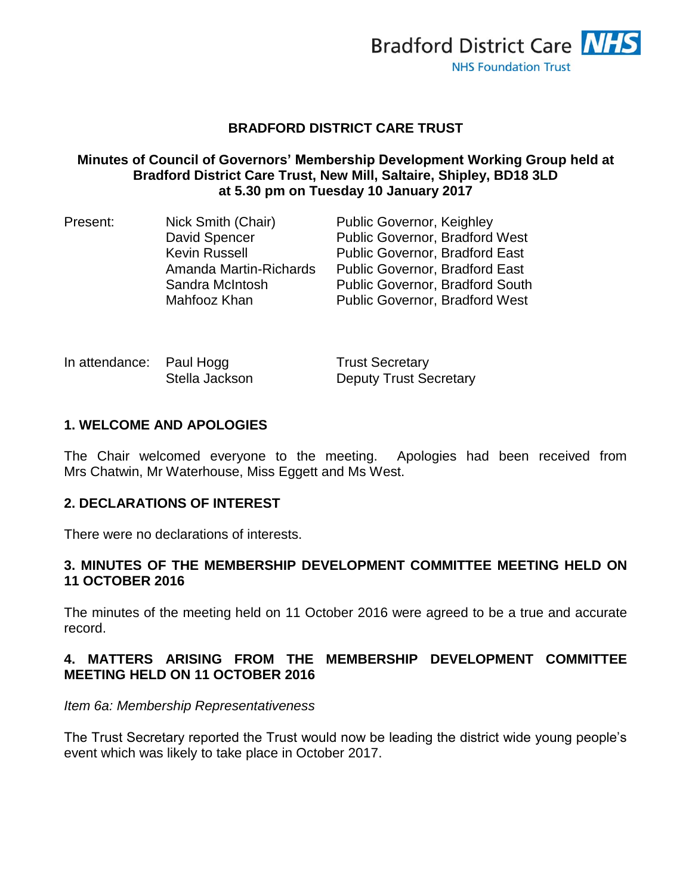Bradford District Care NHS
NHS Foundation Trust

# BRADFORD DISTRICT CARE TRUST

**Minutes of Council of Governors' Membership Development Working Group held at Bradford District Care Trust, New Mill, Saltaire, Shipley, BD18 3LD at 5.30 pm on Tuesday 10 January 2017**

| Present: | Nick Smith (Chair) | Public Governor, Keighley |
|---|---|---|
| | David Spencer | Public Governor, Bradford West |
| | Kevin Russell | Public Governor, Bradford East |
| | Amanda Martin-Richards | Public Governor, Bradford East |
| | Sandra McIntosh | Public Governor, Bradford South |
| | Mahfooz Khan | Public Governor, Bradford West |

| In attendance: | Paul Hogg | Trust Secretary |
|---|---|---|
| | Stella Jackson | Deputy Trust Secretary |

## 1. WELCOME AND APOLOGIES

The Chair welcomed everyone to the meeting. Apologies had been received from Mrs Chatwin, Mr Waterhouse, Miss Eggett and Ms West.

## 2. DECLARATIONS OF INTEREST

There were no declarations of interests.

## 3. MINUTES OF THE MEMBERSHIP DEVELOPMENT COMMITTEE MEETING HELD ON 11 OCTOBER 2016

The minutes of the meeting held on 11 October 2016 were agreed to be a true and accurate record.

## 4. MATTERS ARISING FROM THE MEMBERSHIP DEVELOPMENT COMMITTEE MEETING HELD ON 11 OCTOBER 2016

*Item 6a: Membership Representativeness*

The Trust Secretary reported the Trust would now be leading the district wide young people's event which was likely to take place in October 2017.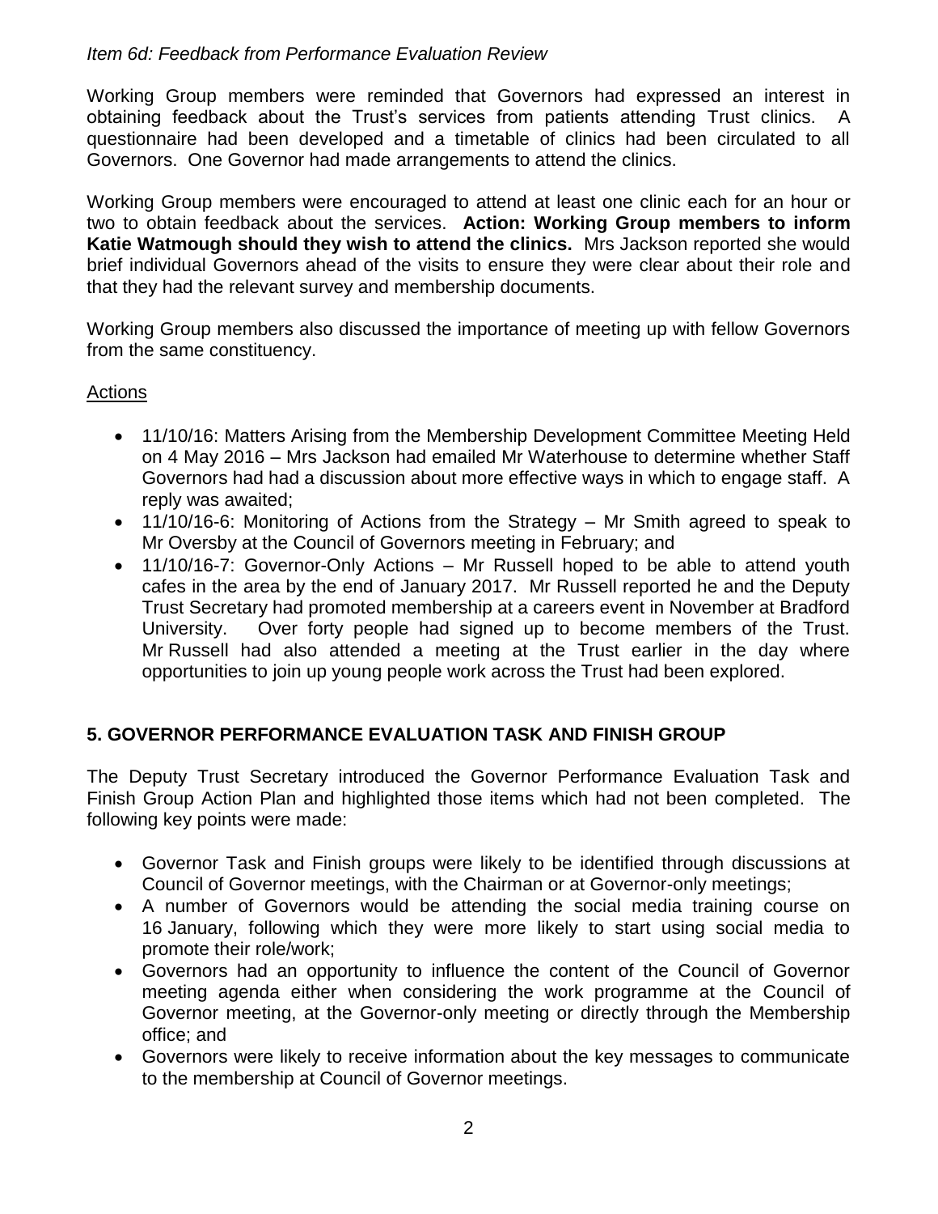*Item 6d: Feedback from Performance Evaluation Review*

Working Group members were reminded that Governors had expressed an interest in obtaining feedback about the Trust's services from patients attending Trust clinics. A questionnaire had been developed and a timetable of clinics had been circulated to all Governors. One Governor had made arrangements to attend the clinics.

Working Group members were encouraged to attend at least one clinic each for an hour or two to obtain feedback about the services. **Action: Working Group members to inform Katie Watmough should they wish to attend the clinics.** Mrs Jackson reported she would brief individual Governors ahead of the visits to ensure they were clear about their role and that they had the relevant survey and membership documents.

Working Group members also discussed the importance of meeting up with fellow Governors from the same constituency.

Actions

- 11/10/16: Matters Arising from the Membership Development Committee Meeting Held on 4 May 2016 – Mrs Jackson had emailed Mr Waterhouse to determine whether Staff Governors had had a discussion about more effective ways in which to engage staff. A reply was awaited;
- 11/10/16-6: Monitoring of Actions from the Strategy – Mr Smith agreed to speak to Mr Oversby at the Council of Governors meeting in February; and
- 11/10/16-7: Governor-Only Actions – Mr Russell hoped to be able to attend youth cafes in the area by the end of January 2017. Mr Russell reported he and the Deputy Trust Secretary had promoted membership at a careers event in November at Bradford University. Over forty people had signed up to become members of the Trust. Mr Russell had also attended a meeting at the Trust earlier in the day where opportunities to join up young people work across the Trust had been explored.

## 5. GOVERNOR PERFORMANCE EVALUATION TASK AND FINISH GROUP

The Deputy Trust Secretary introduced the Governor Performance Evaluation Task and Finish Group Action Plan and highlighted those items which had not been completed. The following key points were made:

- Governor Task and Finish groups were likely to be identified through discussions at Council of Governor meetings, with the Chairman or at Governor-only meetings;
- A number of Governors would be attending the social media training course on 16 January, following which they were more likely to start using social media to promote their role/work;
- Governors had an opportunity to influence the content of the Council of Governor meeting agenda either when considering the work programme at the Council of Governor meeting, at the Governor-only meeting or directly through the Membership office; and
- Governors were likely to receive information about the key messages to communicate to the membership at Council of Governor meetings.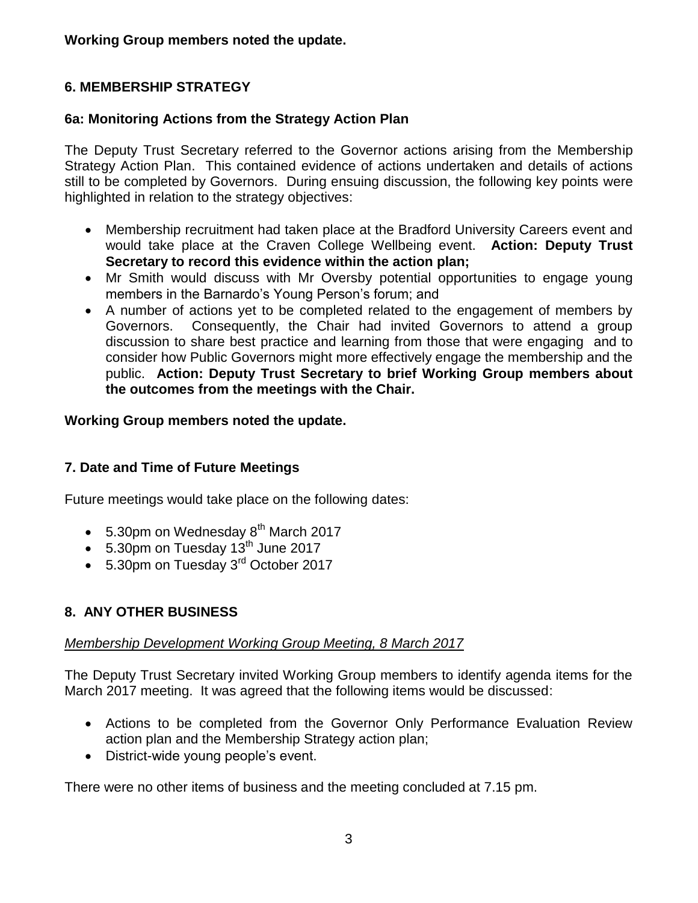**Working Group members noted the update.**

## 6. MEMBERSHIP STRATEGY

### 6a: Monitoring Actions from the Strategy Action Plan

The Deputy Trust Secretary referred to the Governor actions arising from the Membership Strategy Action Plan. This contained evidence of actions undertaken and details of actions still to be completed by Governors. During ensuing discussion, the following key points were highlighted in relation to the strategy objectives:

- Membership recruitment had taken place at the Bradford University Careers event and would take place at the Craven College Wellbeing event. **Action: Deputy Trust Secretary to record this evidence within the action plan;**
- Mr Smith would discuss with Mr Oversby potential opportunities to engage young members in the Barnardo's Young Person's forum; and
- A number of actions yet to be completed related to the engagement of members by Governors. Consequently, the Chair had invited Governors to attend a group discussion to share best practice and learning from those that were engaging and to consider how Public Governors might more effectively engage the membership and the public. **Action: Deputy Trust Secretary to brief Working Group members about the outcomes from the meetings with the Chair.**

**Working Group members noted the update.**

## 7. Date and Time of Future Meetings

Future meetings would take place on the following dates:

- 5.30pm on Wednesday 8th March 2017
- 5.30pm on Tuesday 13th June 2017
- 5.30pm on Tuesday 3rd October 2017

## 8. ANY OTHER BUSINESS

*Membership Development Working Group Meeting, 8 March 2017*

The Deputy Trust Secretary invited Working Group members to identify agenda items for the March 2017 meeting. It was agreed that the following items would be discussed:

- Actions to be completed from the Governor Only Performance Evaluation Review action plan and the Membership Strategy action plan;
- District-wide young people's event.

There were no other items of business and the meeting concluded at 7.15 pm.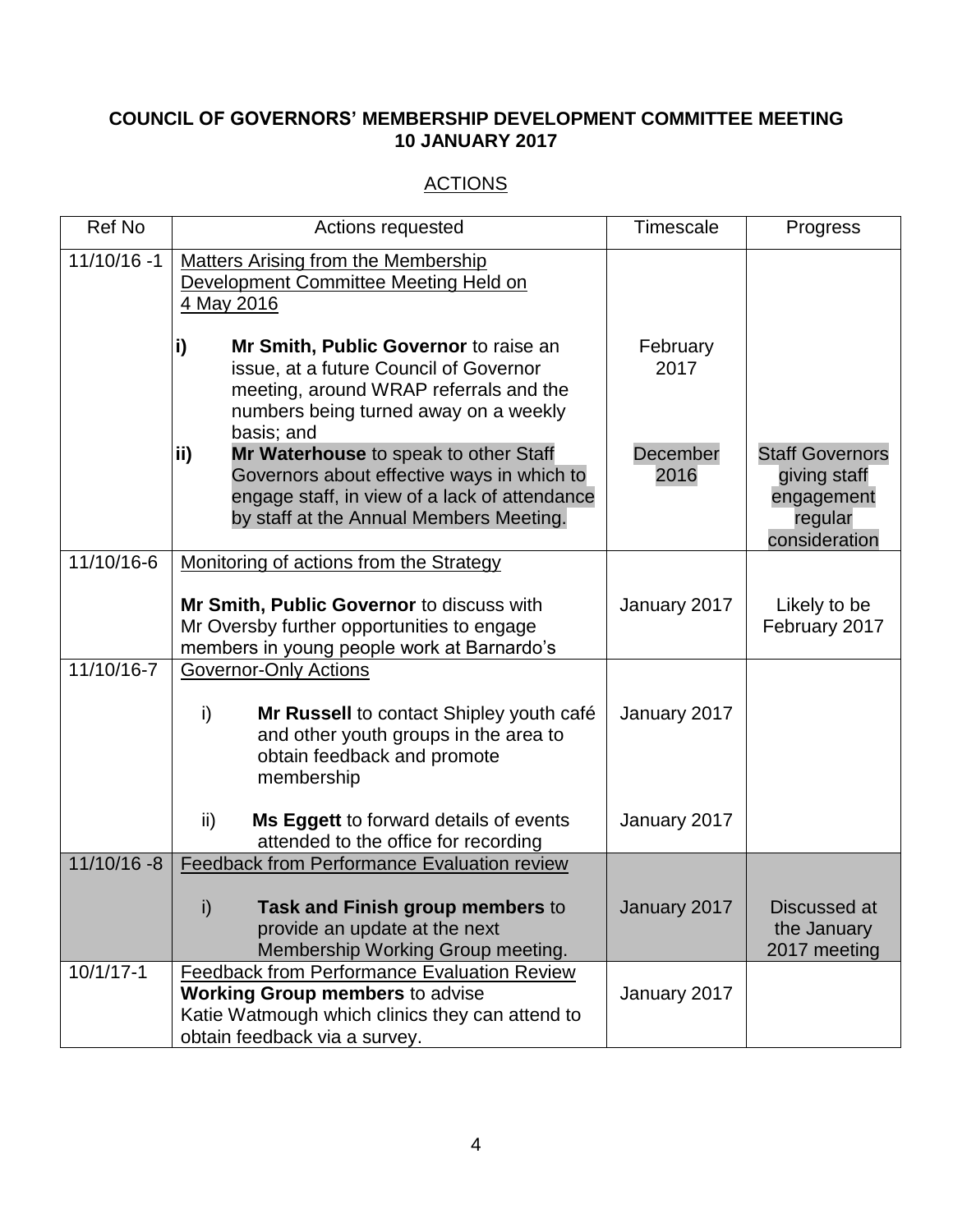**COUNCIL OF GOVERNORS' MEMBERSHIP DEVELOPMENT COMMITTEE MEETING**
**10 JANUARY 2017**

ACTIONS

| Ref No | Actions requested | Timescale | Progress |
|---|---|---|---|
| 11/10/16 -1 | Matters Arising from the Membership Development Committee Meeting Held on 4 May 2016<br><br>**i)** **Mr Smith, Public Governor** to raise an issue, at a future Council of Governor meeting, around WRAP referrals and the numbers being turned away on a weekly basis; and<br>**ii)** **Mr Waterhouse** to speak to other Staff Governors about effective ways in which to engage staff, in view of a lack of attendance by staff at the Annual Members Meeting. | February 2017<br><br>December 2016 | <br><br>Staff Governors giving staff engagement regular consideration |
| 11/10/16-6 | Monitoring of actions from the Strategy<br><br>**Mr Smith, Public Governor** to discuss with Mr Oversby further opportunities to engage members in young people work at Barnardo's | January 2017 | Likely to be February 2017 |
| 11/10/16-7 | Governor-Only Actions<br><br>i) **Mr Russell** to contact Shipley youth café and other youth groups in the area to obtain feedback and promote membership<br><br>ii) **Ms Eggett** to forward details of events attended to the office for recording | January 2017<br><br>January 2017 | |
| 11/10/16 -8 | Feedback from Performance Evaluation review<br><br>i) **Task and Finish group members** to provide an update at the next Membership Working Group meeting. | January 2017 | Discussed at the January 2017 meeting |
| 10/1/17-1 | Feedback from Performance Evaluation Review<br>**Working Group members** to advise Katie Watmough which clinics they can attend to obtain feedback via a survey. | January 2017 | |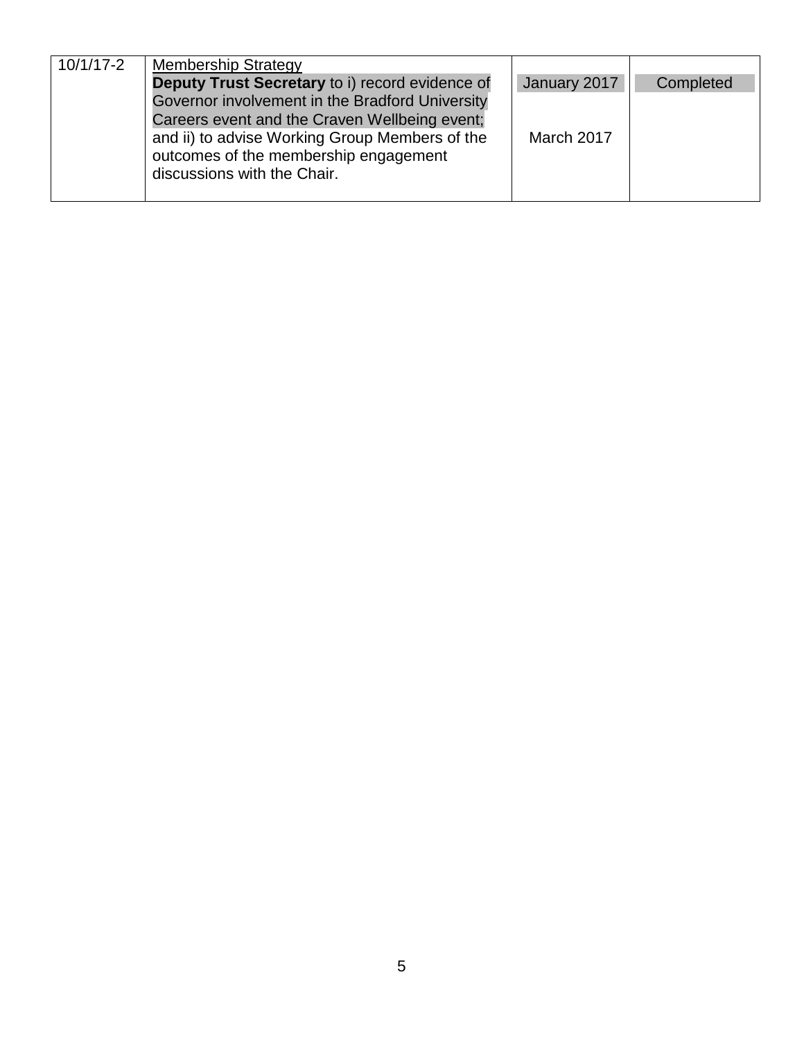| | | | |
|---|---|---|---|
| 10/1/17-2 | Membership Strategy<br>**Deputy Trust Secretary** to i) record evidence of Governor involvement in the Bradford University Careers event and the Craven Wellbeing event; and ii) to advise Working Group Members of the outcomes of the membership engagement discussions with the Chair. | January 2017<br><br>March 2017 | Completed |